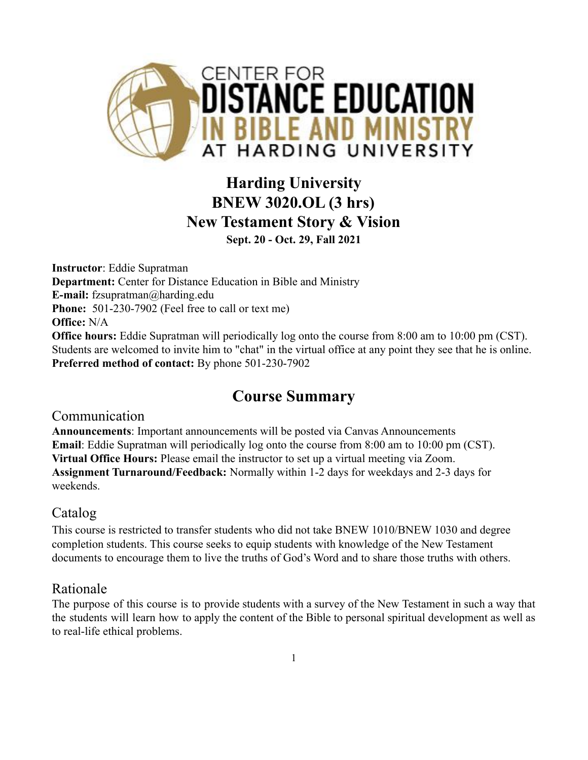# Harding University
# BNEW 3020.OL (3 hrs)
# New Testament Story & Vision

**Sept. 20 - Oct. 29, Fall 2021**

**Instructor**: Eddie Supratman
**Department:** Center for Distance Education in Bible and Ministry
**E-mail:** fzsupratman@harding.edu
**Phone:** 501-230-7902 (Feel free to call or text me)
**Office:** N/A
**Office hours:** Eddie Supratman will periodically log onto the course from 8:00 am to 10:00 pm (CST). Students are welcomed to invite him to "chat" in the virtual office at any point they see that he is online.
**Preferred method of contact:** By phone 501-230-7902

## Course Summary

### Communication

**Announcements**: Important announcements will be posted via Canvas Announcements
**Email**: Eddie Supratman will periodically log onto the course from 8:00 am to 10:00 pm (CST).
**Virtual Office Hours:** Please email the instructor to set up a virtual meeting via Zoom.
**Assignment Turnaround/Feedback:** Normally within 1-2 days for weekdays and 2-3 days for weekends.

### Catalog

This course is restricted to transfer students who did not take BNEW 1010/BNEW 1030 and degree completion students. This course seeks to equip students with knowledge of the New Testament documents to encourage them to live the truths of God's Word and to share those truths with others.

### Rationale

The purpose of this course is to provide students with a survey of the New Testament in such a way that the students will learn how to apply the content of the Bible to personal spiritual development as well as to real-life ethical problems.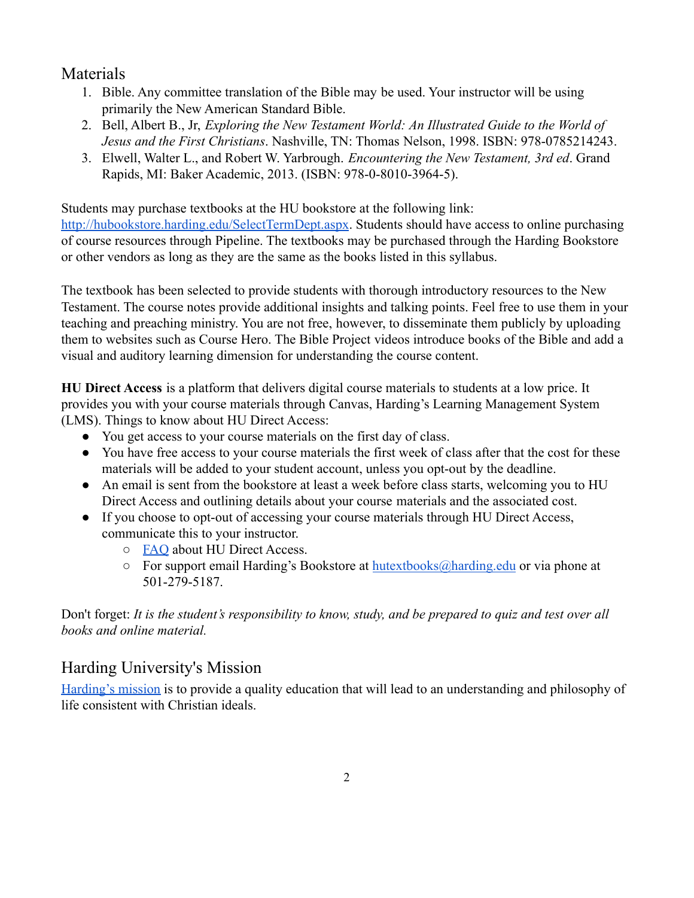## Materials

1. Bible. Any committee translation of the Bible may be used. Your instructor will be using primarily the New American Standard Bible.
2. Bell, Albert B., Jr, *Exploring the New Testament World: An Illustrated Guide to the World of Jesus and the First Christians*. Nashville, TN: Thomas Nelson, 1998. ISBN: 978-0785214243.
3. Elwell, Walter L., and Robert W. Yarbrough. *Encountering the New Testament, 3rd ed*. Grand Rapids, MI: Baker Academic, 2013. (ISBN: 978-0-8010-3964-5).

Students may purchase textbooks at the HU bookstore at the following link: [http://hubookstore.harding.edu/SelectTermDept.aspx](http://hubookstore.harding.edu/SelectTermDept.aspx). Students should have access to online purchasing of course resources through Pipeline. The textbooks may be purchased through the Harding Bookstore or other vendors as long as they are the same as the books listed in this syllabus.

The textbook has been selected to provide students with thorough introductory resources to the New Testament. The course notes provide additional insights and talking points. Feel free to use them in your teaching and preaching ministry. You are not free, however, to disseminate them publicly by uploading them to websites such as Course Hero. The Bible Project videos introduce books of the Bible and add a visual and auditory learning dimension for understanding the course content.

**HU Direct Access** is a platform that delivers digital course materials to students at a low price. It provides you with your course materials through Canvas, Harding's Learning Management System (LMS). Things to know about HU Direct Access:

- You get access to your course materials on the first day of class.
- You have free access to your course materials the first week of class after that the cost for these materials will be added to your student account, unless you opt-out by the deadline.
- An email is sent from the bookstore at least a week before class starts, welcoming you to HU Direct Access and outlining details about your course materials and the associated cost.
- If you choose to opt-out of accessing your course materials through HU Direct Access, communicate this to your instructor.
  - FAQ about HU Direct Access.
  - For support email Harding's Bookstore at hutextbooks@harding.edu or via phone at 501-279-5187.

Don't forget: *It is the student's responsibility to know, study, and be prepared to quiz and test over all books and online material.*

## Harding University's Mission

Harding's mission is to provide a quality education that will lead to an understanding and philosophy of life consistent with Christian ideals.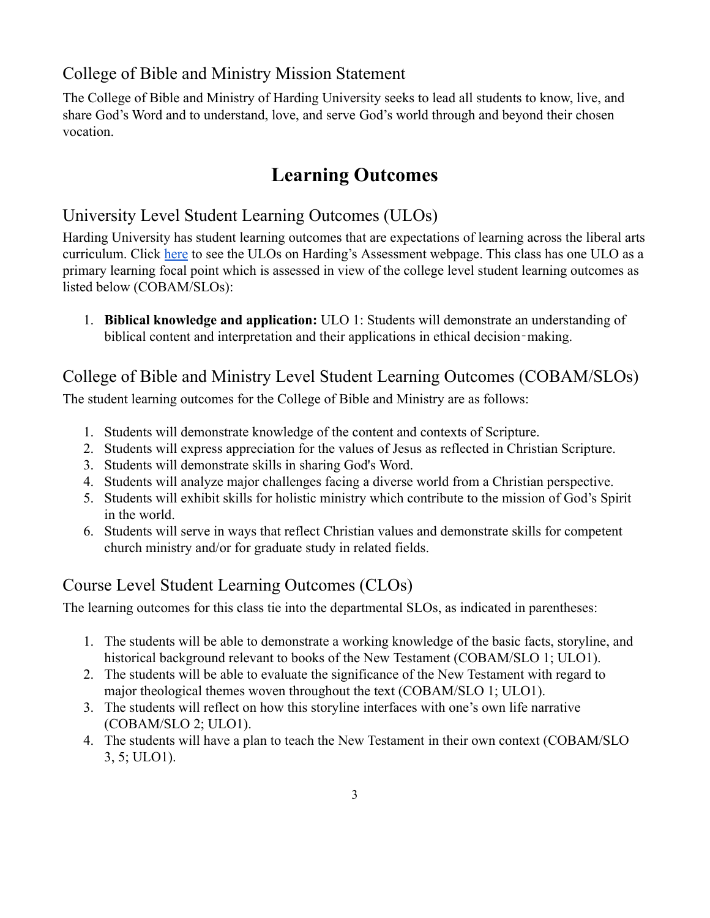## College of Bible and Ministry Mission Statement

The College of Bible and Ministry of Harding University seeks to lead all students to know, live, and share God's Word and to understand, love, and serve God's world through and beyond their chosen vocation.

# Learning Outcomes

## University Level Student Learning Outcomes (ULOs)

Harding University has student learning outcomes that are expectations of learning across the liberal arts curriculum. Click here to see the ULOs on Harding's Assessment webpage. This class has one ULO as a primary learning focal point which is assessed in view of the college level student learning outcomes as listed below (COBAM/SLOs):

1. **Biblical knowledge and application:** ULO 1: Students will demonstrate an understanding of biblical content and interpretation and their applications in ethical decision‑making.

## College of Bible and Ministry Level Student Learning Outcomes (COBAM/SLOs)

The student learning outcomes for the College of Bible and Ministry are as follows:

1. Students will demonstrate knowledge of the content and contexts of Scripture.
2. Students will express appreciation for the values of Jesus as reflected in Christian Scripture.
3. Students will demonstrate skills in sharing God's Word.
4. Students will analyze major challenges facing a diverse world from a Christian perspective.
5. Students will exhibit skills for holistic ministry which contribute to the mission of God's Spirit in the world.
6. Students will serve in ways that reflect Christian values and demonstrate skills for competent church ministry and/or for graduate study in related fields.

## Course Level Student Learning Outcomes (CLOs)

The learning outcomes for this class tie into the departmental SLOs, as indicated in parentheses:

1. The students will be able to demonstrate a working knowledge of the basic facts, storyline, and historical background relevant to books of the New Testament (COBAM/SLO 1; ULO1).
2. The students will be able to evaluate the significance of the New Testament with regard to major theological themes woven throughout the text (COBAM/SLO 1; ULO1).
3. The students will reflect on how this storyline interfaces with one's own life narrative (COBAM/SLO 2; ULO1).
4. The students will have a plan to teach the New Testament in their own context (COBAM/SLO 3, 5; ULO1).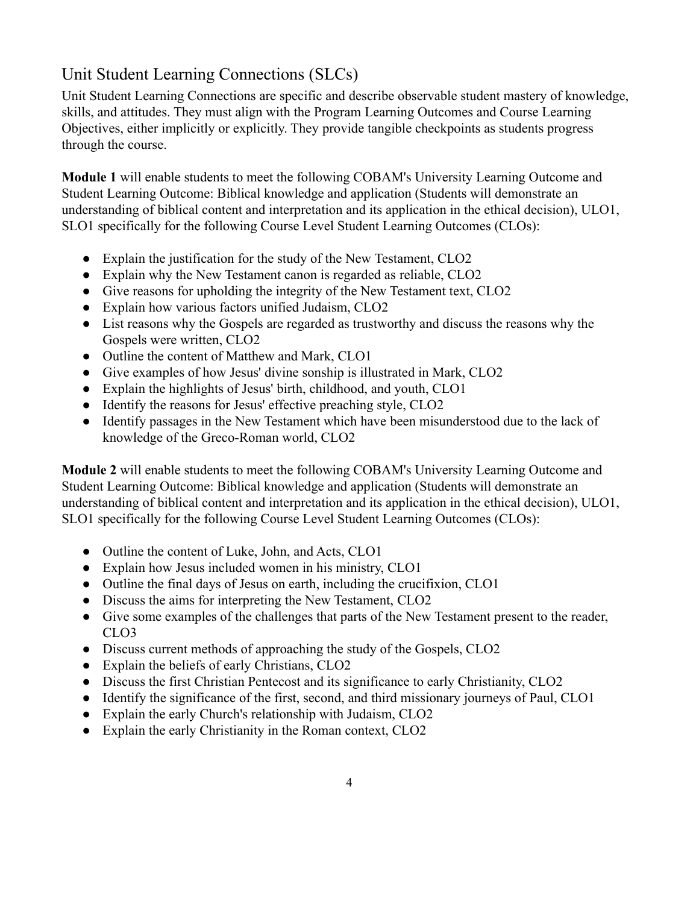## Unit Student Learning Connections (SLCs)

Unit Student Learning Connections are specific and describe observable student mastery of knowledge, skills, and attitudes. They must align with the Program Learning Outcomes and Course Learning Objectives, either implicitly or explicitly. They provide tangible checkpoints as students progress through the course.

**Module 1** will enable students to meet the following COBAM's University Learning Outcome and Student Learning Outcome: Biblical knowledge and application (Students will demonstrate an understanding of biblical content and interpretation and its application in the ethical decision), ULO1, SLO1 specifically for the following Course Level Student Learning Outcomes (CLOs):

- Explain the justification for the study of the New Testament, CLO2
- Explain why the New Testament canon is regarded as reliable, CLO2
- Give reasons for upholding the integrity of the New Testament text, CLO2
- Explain how various factors unified Judaism, CLO2
- List reasons why the Gospels are regarded as trustworthy and discuss the reasons why the Gospels were written, CLO2
- Outline the content of Matthew and Mark, CLO1
- Give examples of how Jesus' divine sonship is illustrated in Mark, CLO2
- Explain the highlights of Jesus' birth, childhood, and youth, CLO1
- Identify the reasons for Jesus' effective preaching style, CLO2
- Identify passages in the New Testament which have been misunderstood due to the lack of knowledge of the Greco-Roman world, CLO2

**Module 2** will enable students to meet the following COBAM's University Learning Outcome and Student Learning Outcome: Biblical knowledge and application (Students will demonstrate an understanding of biblical content and interpretation and its application in the ethical decision), ULO1, SLO1 specifically for the following Course Level Student Learning Outcomes (CLOs):

- Outline the content of Luke, John, and Acts, CLO1
- Explain how Jesus included women in his ministry, CLO1
- Outline the final days of Jesus on earth, including the crucifixion, CLO1
- Discuss the aims for interpreting the New Testament, CLO2
- Give some examples of the challenges that parts of the New Testament present to the reader, CLO3
- Discuss current methods of approaching the study of the Gospels, CLO2
- Explain the beliefs of early Christians, CLO2
- Discuss the first Christian Pentecost and its significance to early Christianity, CLO2
- Identify the significance of the first, second, and third missionary journeys of Paul, CLO1
- Explain the early Church's relationship with Judaism, CLO2
- Explain the early Christianity in the Roman context, CLO2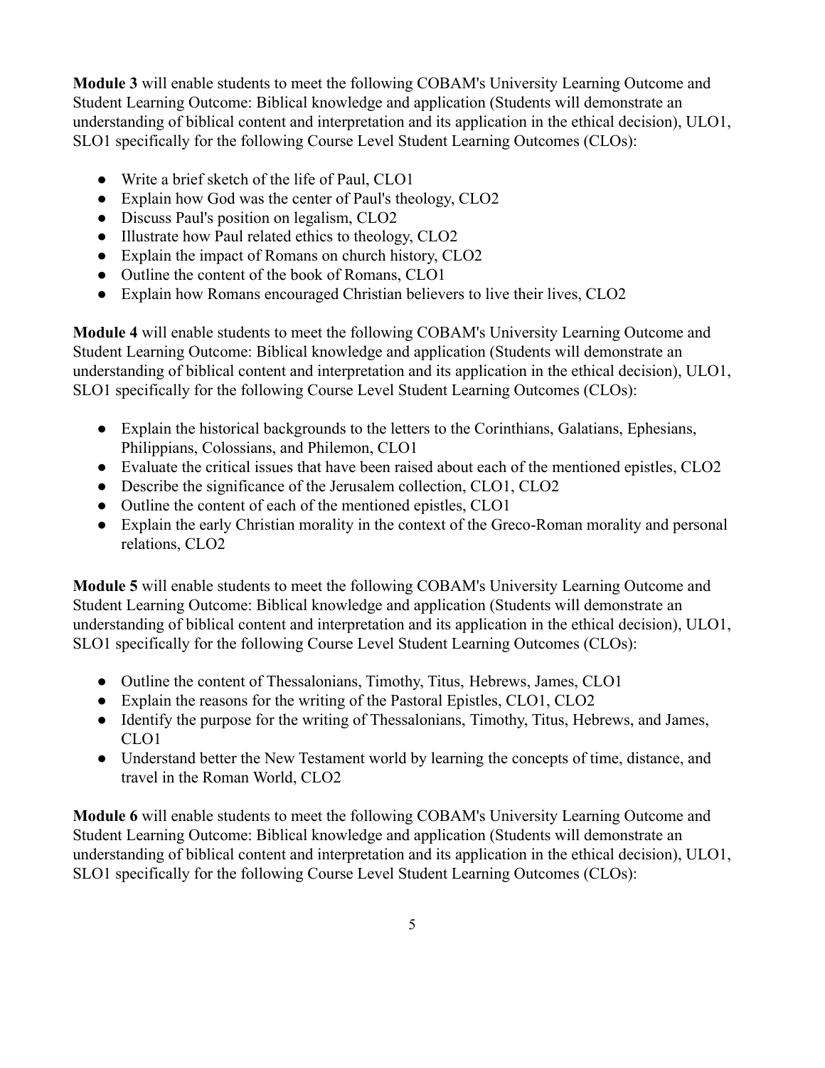**Module 3** will enable students to meet the following COBAM's University Learning Outcome and Student Learning Outcome: Biblical knowledge and application (Students will demonstrate an understanding of biblical content and interpretation and its application in the ethical decision), ULO1, SLO1 specifically for the following Course Level Student Learning Outcomes (CLOs):

- Write a brief sketch of the life of Paul, CLO1
- Explain how God was the center of Paul's theology, CLO2
- Discuss Paul's position on legalism, CLO2
- Illustrate how Paul related ethics to theology, CLO2
- Explain the impact of Romans on church history, CLO2
- Outline the content of the book of Romans, CLO1
- Explain how Romans encouraged Christian believers to live their lives, CLO2

**Module 4** will enable students to meet the following COBAM's University Learning Outcome and Student Learning Outcome: Biblical knowledge and application (Students will demonstrate an understanding of biblical content and interpretation and its application in the ethical decision), ULO1, SLO1 specifically for the following Course Level Student Learning Outcomes (CLOs):

- Explain the historical backgrounds to the letters to the Corinthians, Galatians, Ephesians, Philippians, Colossians, and Philemon, CLO1
- Evaluate the critical issues that have been raised about each of the mentioned epistles, CLO2
- Describe the significance of the Jerusalem collection, CLO1, CLO2
- Outline the content of each of the mentioned epistles, CLO1
- Explain the early Christian morality in the context of the Greco-Roman morality and personal relations, CLO2

**Module 5** will enable students to meet the following COBAM's University Learning Outcome and Student Learning Outcome: Biblical knowledge and application (Students will demonstrate an understanding of biblical content and interpretation and its application in the ethical decision), ULO1, SLO1 specifically for the following Course Level Student Learning Outcomes (CLOs):

- Outline the content of Thessalonians, Timothy, Titus, Hebrews, James, CLO1
- Explain the reasons for the writing of the Pastoral Epistles, CLO1, CLO2
- Identify the purpose for the writing of Thessalonians, Timothy, Titus, Hebrews, and James, CLO1
- Understand better the New Testament world by learning the concepts of time, distance, and travel in the Roman World, CLO2

**Module 6** will enable students to meet the following COBAM's University Learning Outcome and Student Learning Outcome: Biblical knowledge and application (Students will demonstrate an understanding of biblical content and interpretation and its application in the ethical decision), ULO1, SLO1 specifically for the following Course Level Student Learning Outcomes (CLOs):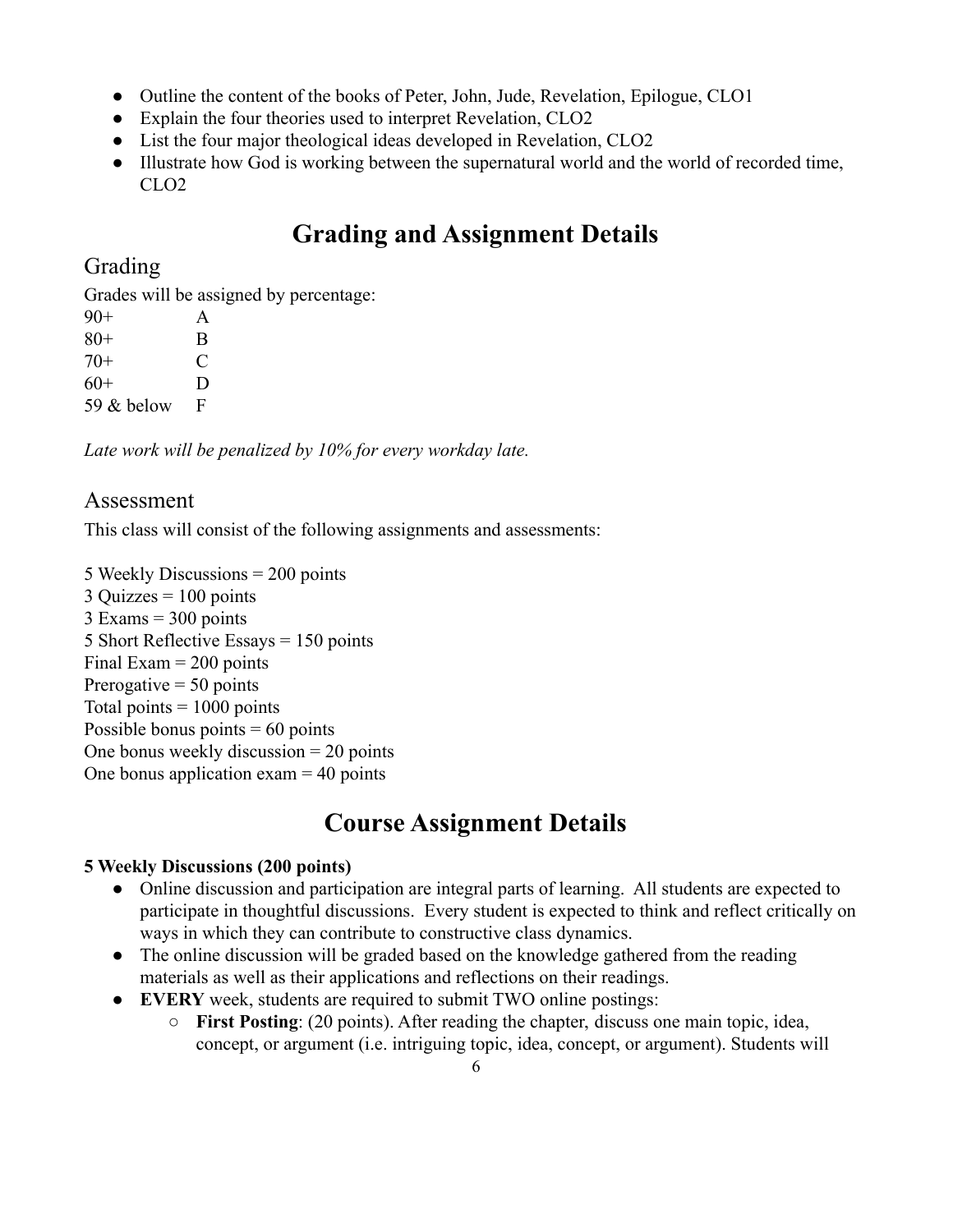- Outline the content of the books of Peter, John, Jude, Revelation, Epilogue, CLO1
- Explain the four theories used to interpret Revelation, CLO2
- List the four major theological ideas developed in Revelation, CLO2
- Illustrate how God is working between the supernatural world and the world of recorded time, CLO2

# Grading and Assignment Details

## Grading

Grades will be assigned by percentage:

| | |
|---|---|
| 90+ | A |
| 80+ | B |
| 70+ | C |
| 60+ | D |
| 59 & below | F |

*Late work will be penalized by 10% for every workday late.*

## Assessment

This class will consist of the following assignments and assessments:

5 Weekly Discussions = 200 points
3 Quizzes = 100 points
3 Exams = 300 points
5 Short Reflective Essays = 150 points
Final Exam = 200 points
Prerogative = 50 points
Total points = 1000 points
Possible bonus points = 60 points
One bonus weekly discussion = 20 points
One bonus application exam = 40 points

# Course Assignment Details

**5 Weekly Discussions (200 points)**

- Online discussion and participation are integral parts of learning. All students are expected to participate in thoughtful discussions. Every student is expected to think and reflect critically on ways in which they can contribute to constructive class dynamics.
- The online discussion will be graded based on the knowledge gathered from the reading materials as well as their applications and reflections on their readings.
- **EVERY** week, students are required to submit TWO online postings:
    - **First Posting**: (20 points). After reading the chapter, discuss one main topic, idea, concept, or argument (i.e. intriguing topic, idea, concept, or argument). Students will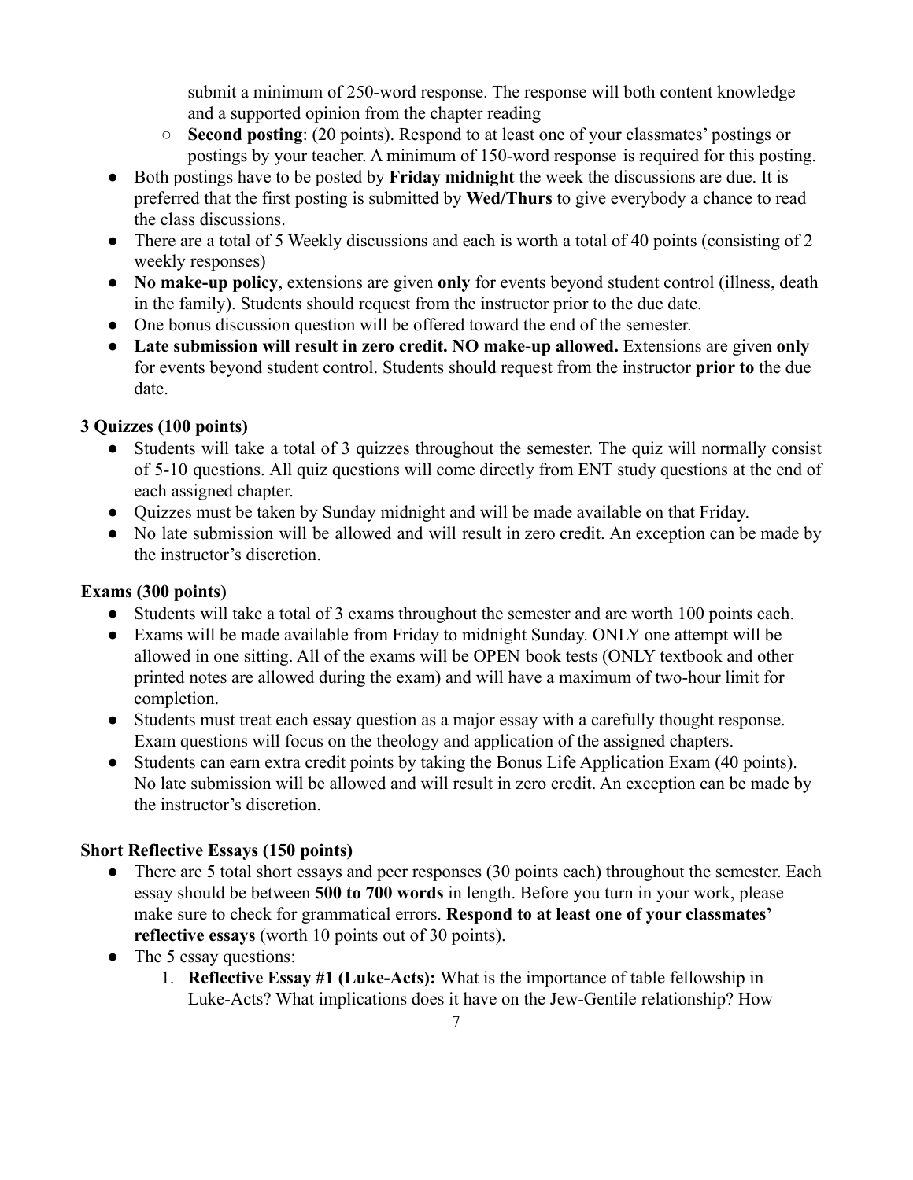submit a minimum of 250-word response. The response will both content knowledge and a supported opinion from the chapter reading

  - **Second posting**: (20 points). Respond to at least one of your classmates' postings or postings by your teacher. A minimum of 150-word response is required for this posting.

- Both postings have to be posted by **Friday midnight** the week the discussions are due. It is preferred that the first posting is submitted by **Wed/Thurs** to give everybody a chance to read the class discussions.
- There are a total of 5 Weekly discussions and each is worth a total of 40 points (consisting of 2 weekly responses)
- **No make-up policy**, extensions are given **only** for events beyond student control (illness, death in the family). Students should request from the instructor prior to the due date.
- One bonus discussion question will be offered toward the end of the semester.
- **Late submission will result in zero credit. NO make-up allowed.** Extensions are given **only** for events beyond student control. Students should request from the instructor **prior to** the due date.

**3 Quizzes (100 points)**

- Students will take a total of 3 quizzes throughout the semester. The quiz will normally consist of 5-10 questions. All quiz questions will come directly from ENT study questions at the end of each assigned chapter.
- Quizzes must be taken by Sunday midnight and will be made available on that Friday.
- No late submission will be allowed and will result in zero credit. An exception can be made by the instructor's discretion.

**Exams (300 points)**

- Students will take a total of 3 exams throughout the semester and are worth 100 points each.
- Exams will be made available from Friday to midnight Sunday. ONLY one attempt will be allowed in one sitting. All of the exams will be OPEN book tests (ONLY textbook and other printed notes are allowed during the exam) and will have a maximum of two-hour limit for completion.
- Students must treat each essay question as a major essay with a carefully thought response. Exam questions will focus on the theology and application of the assigned chapters.
- Students can earn extra credit points by taking the Bonus Life Application Exam (40 points). No late submission will be allowed and will result in zero credit. An exception can be made by the instructor's discretion.

**Short Reflective Essays (150 points)**

- There are 5 total short essays and peer responses (30 points each) throughout the semester. Each essay should be between **500 to 700 words** in length. Before you turn in your work, please make sure to check for grammatical errors. **Respond to at least one of your classmates' reflective essays** (worth 10 points out of 30 points).
- The 5 essay questions:
  1. **Reflective Essay #1 (Luke-Acts):** What is the importance of table fellowship in Luke-Acts? What implications does it have on the Jew-Gentile relationship? How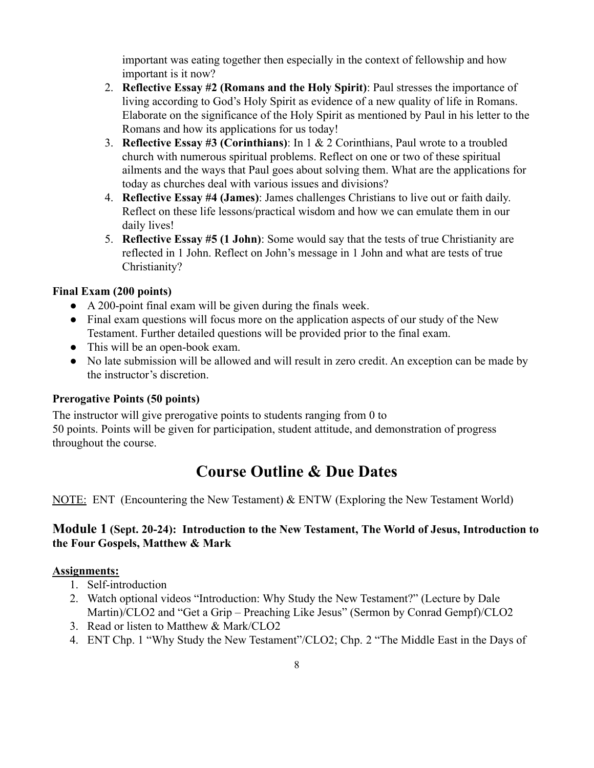important was eating together then especially in the context of fellowship and how important is it now?

2. **Reflective Essay #2 (Romans and the Holy Spirit)**: Paul stresses the importance of living according to God's Holy Spirit as evidence of a new quality of life in Romans. Elaborate on the significance of the Holy Spirit as mentioned by Paul in his letter to the Romans and how its applications for us today!
3. **Reflective Essay #3 (Corinthians)**: In 1 & 2 Corinthians, Paul wrote to a troubled church with numerous spiritual problems. Reflect on one or two of these spiritual ailments and the ways that Paul goes about solving them. What are the applications for today as churches deal with various issues and divisions?
4. **Reflective Essay #4 (James)**: James challenges Christians to live out or faith daily. Reflect on these life lessons/practical wisdom and how we can emulate them in our daily lives!
5. **Reflective Essay #5 (1 John)**: Some would say that the tests of true Christianity are reflected in 1 John. Reflect on John's message in 1 John and what are tests of true Christianity?

**Final Exam (200 points)**

- A 200-point final exam will be given during the finals week.
- Final exam questions will focus more on the application aspects of our study of the New Testament. Further detailed questions will be provided prior to the final exam.
- This will be an open-book exam.
- No late submission will be allowed and will result in zero credit. An exception can be made by the instructor's discretion.

**Prerogative Points (50 points)**

The instructor will give prerogative points to students ranging from 0 to
50 points. Points will be given for participation, student attitude, and demonstration of progress throughout the course.

# Course Outline & Due Dates

NOTE: ENT (Encountering the New Testament) & ENTW (Exploring the New Testament World)

## Module 1 (Sept. 20-24): Introduction to the New Testament, The World of Jesus, Introduction to the Four Gospels, Matthew & Mark

**Assignments:**

1. Self-introduction
2. Watch optional videos "Introduction: Why Study the New Testament?" (Lecture by Dale Martin)/CLO2 and "Get a Grip – Preaching Like Jesus" (Sermon by Conrad Gempf)/CLO2
3. Read or listen to Matthew & Mark/CLO2
4. ENT Chp. 1 "Why Study the New Testament"/CLO2; Chp. 2 "The Middle East in the Days of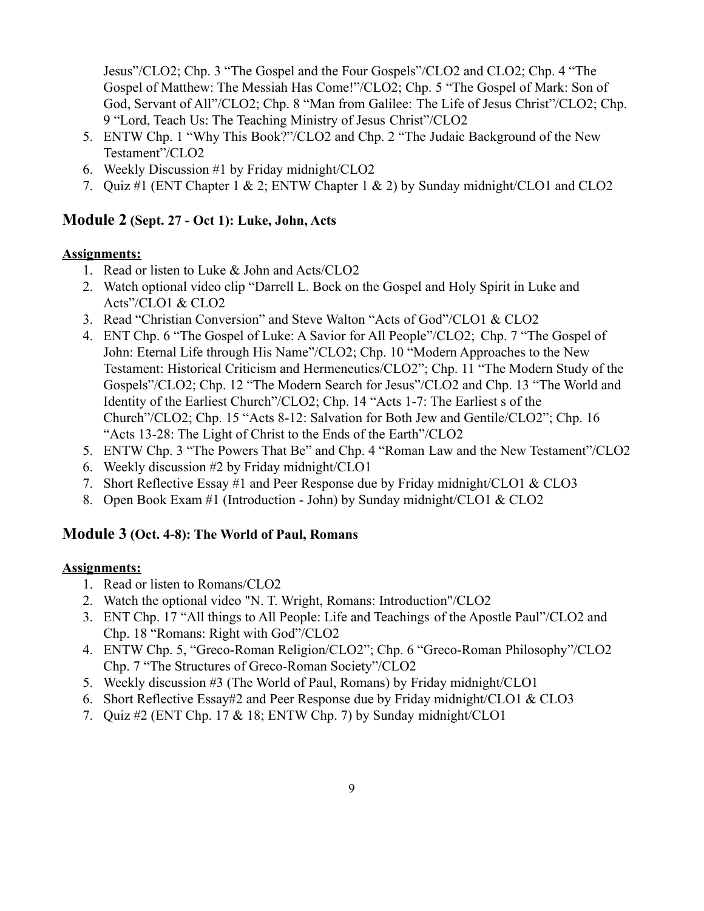Jesus"/CLO2; Chp. 3 "The Gospel and the Four Gospels"/CLO2 and CLO2; Chp. 4 "The Gospel of Matthew: The Messiah Has Come!"/CLO2; Chp. 5 "The Gospel of Mark: Son of God, Servant of All"/CLO2; Chp. 8 "Man from Galilee: The Life of Jesus Christ"/CLO2; Chp. 9 "Lord, Teach Us: The Teaching Ministry of Jesus Christ"/CLO2

5. ENTW Chp. 1 "Why This Book?"/CLO2 and Chp. 2 "The Judaic Background of the New Testament"/CLO2
6. Weekly Discussion #1 by Friday midnight/CLO2
7. Quiz #1 (ENT Chapter 1 & 2; ENTW Chapter 1 & 2) by Sunday midnight/CLO1 and CLO2

## Module 2 (Sept. 27 - Oct 1): Luke, John, Acts

**Assignments:**

1. Read or listen to Luke & John and Acts/CLO2
2. Watch optional video clip "Darrell L. Bock on the Gospel and Holy Spirit in Luke and Acts"/CLO1 & CLO2
3. Read "Christian Conversion" and Steve Walton "Acts of God"/CLO1 & CLO2
4. ENT Chp. 6 "The Gospel of Luke: A Savior for All People"/CLO2; Chp. 7 "The Gospel of John: Eternal Life through His Name"/CLO2; Chp. 10 "Modern Approaches to the New Testament: Historical Criticism and Hermeneutics/CLO2"; Chp. 11 "The Modern Study of the Gospels"/CLO2; Chp. 12 "The Modern Search for Jesus"/CLO2 and Chp. 13 "The World and Identity of the Earliest Church"/CLO2; Chp. 14 "Acts 1-7: The Earliest s of the Church"/CLO2; Chp. 15 "Acts 8-12: Salvation for Both Jew and Gentile/CLO2"; Chp. 16 "Acts 13-28: The Light of Christ to the Ends of the Earth"/CLO2
5. ENTW Chp. 3 "The Powers That Be" and Chp. 4 "Roman Law and the New Testament"/CLO2
6. Weekly discussion #2 by Friday midnight/CLO1
7. Short Reflective Essay #1 and Peer Response due by Friday midnight/CLO1 & CLO3
8. Open Book Exam #1 (Introduction - John) by Sunday midnight/CLO1 & CLO2

## Module 3 (Oct. 4-8): The World of Paul, Romans

**Assignments:**

1. Read or listen to Romans/CLO2
2. Watch the optional video "N. T. Wright, Romans: Introduction"/CLO2
3. ENT Chp. 17 "All things to All People: Life and Teachings of the Apostle Paul"/CLO2 and Chp. 18 "Romans: Right with God"/CLO2
4. ENTW Chp. 5, "Greco-Roman Religion/CLO2"; Chp. 6 "Greco-Roman Philosophy"/CLO2 Chp. 7 "The Structures of Greco-Roman Society"/CLO2
5. Weekly discussion #3 (The World of Paul, Romans) by Friday midnight/CLO1
6. Short Reflective Essay#2 and Peer Response due by Friday midnight/CLO1 & CLO3
7. Quiz #2 (ENT Chp. 17 & 18; ENTW Chp. 7) by Sunday midnight/CLO1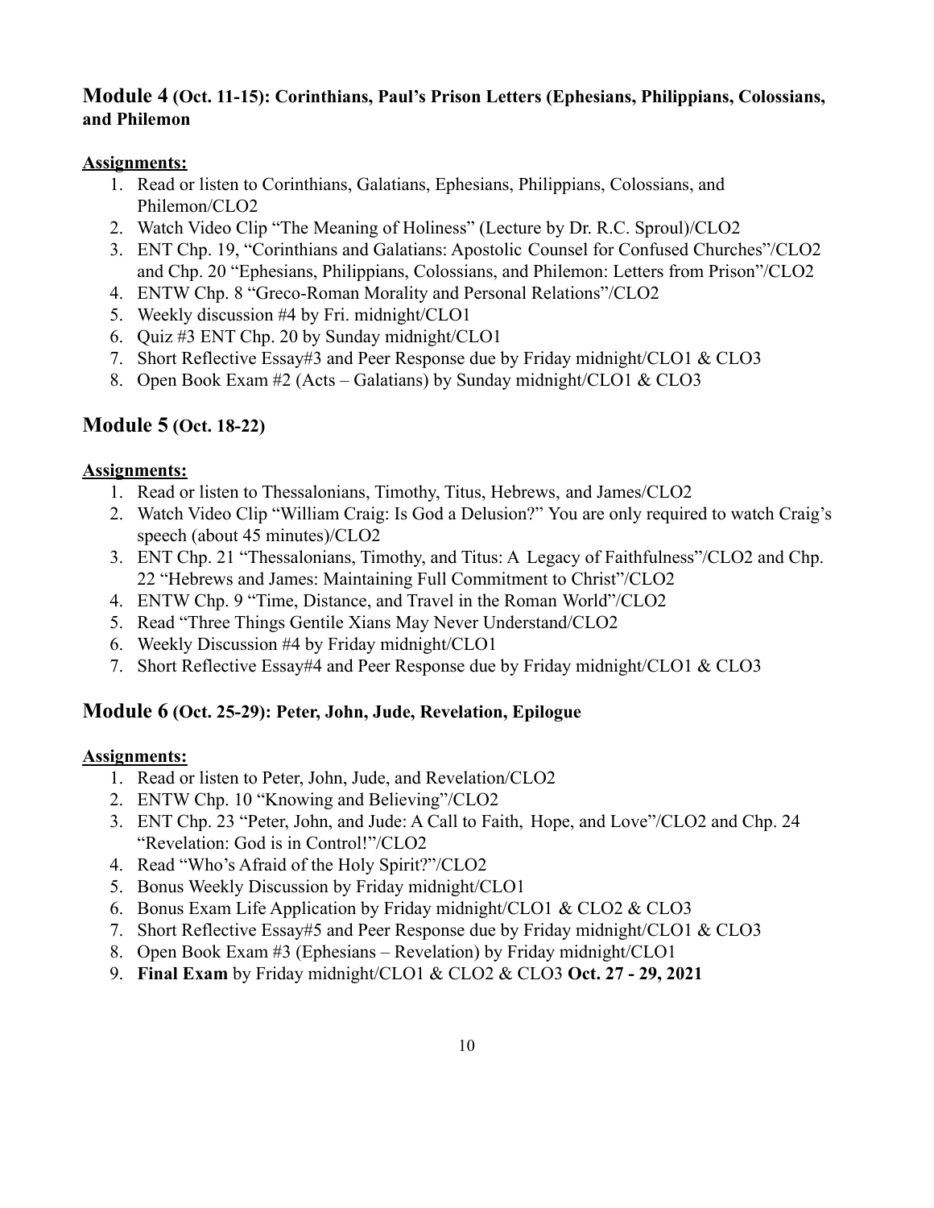## Module 4 (Oct. 11-15): Corinthians, Paul's Prison Letters (Ephesians, Philippians, Colossians, and Philemon

**Assignments:**

1. Read or listen to Corinthians, Galatians, Ephesians, Philippians, Colossians, and Philemon/CLO2
2. Watch Video Clip "The Meaning of Holiness" (Lecture by Dr. R.C. Sproul)/CLO2
3. ENT Chp. 19, "Corinthians and Galatians: Apostolic Counsel for Confused Churches"/CLO2 and Chp. 20 "Ephesians, Philippians, Colossians, and Philemon: Letters from Prison"/CLO2
4. ENTW Chp. 8 "Greco-Roman Morality and Personal Relations"/CLO2
5. Weekly discussion #4 by Fri. midnight/CLO1
6. Quiz #3 ENT Chp. 20 by Sunday midnight/CLO1
7. Short Reflective Essay#3 and Peer Response due by Friday midnight/CLO1 & CLO3
8. Open Book Exam #2 (Acts – Galatians) by Sunday midnight/CLO1 & CLO3

## Module 5 (Oct. 18-22)

**Assignments:**

1. Read or listen to Thessalonians, Timothy, Titus, Hebrews, and James/CLO2
2. Watch Video Clip "William Craig: Is God a Delusion?" You are only required to watch Craig's speech (about 45 minutes)/CLO2
3. ENT Chp. 21 "Thessalonians, Timothy, and Titus: A Legacy of Faithfulness"/CLO2 and Chp. 22 "Hebrews and James: Maintaining Full Commitment to Christ"/CLO2
4. ENTW Chp. 9 "Time, Distance, and Travel in the Roman World"/CLO2
5. Read "Three Things Gentile Xians May Never Understand/CLO2
6. Weekly Discussion #4 by Friday midnight/CLO1
7. Short Reflective Essay#4 and Peer Response due by Friday midnight/CLO1 & CLO3

## Module 6 (Oct. 25-29): Peter, John, Jude, Revelation, Epilogue

**Assignments:**

1. Read or listen to Peter, John, Jude, and Revelation/CLO2
2. ENTW Chp. 10 "Knowing and Believing"/CLO2
3. ENT Chp. 23 "Peter, John, and Jude: A Call to Faith, Hope, and Love"/CLO2 and Chp. 24 "Revelation: God is in Control!"/CLO2
4. Read "Who's Afraid of the Holy Spirit?"/CLO2
5. Bonus Weekly Discussion by Friday midnight/CLO1
6. Bonus Exam Life Application by Friday midnight/CLO1 & CLO2 & CLO3
7. Short Reflective Essay#5 and Peer Response due by Friday midnight/CLO1 & CLO3
8. Open Book Exam #3 (Ephesians – Revelation) by Friday midnight/CLO1
9. **Final Exam** by Friday midnight/CLO1 & CLO2 & CLO3 **Oct. 27 - 29, 2021**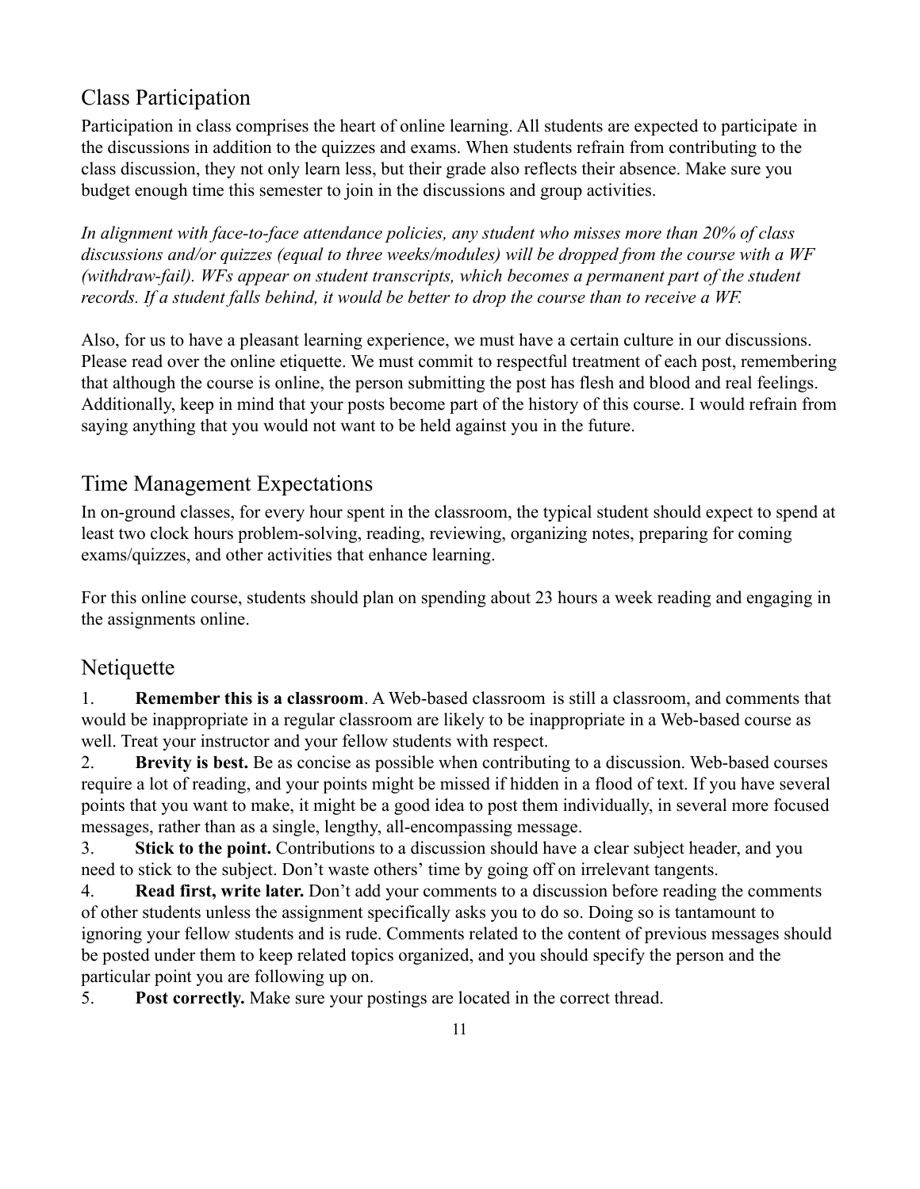## Class Participation

Participation in class comprises the heart of online learning. All students are expected to participate in the discussions in addition to the quizzes and exams. When students refrain from contributing to the class discussion, they not only learn less, but their grade also reflects their absence. Make sure you budget enough time this semester to join in the discussions and group activities.

*In alignment with face-to-face attendance policies, any student who misses more than 20% of class discussions and/or quizzes (equal to three weeks/modules) will be dropped from the course with a WF (withdraw-fail). WFs appear on student transcripts, which becomes a permanent part of the student records. If a student falls behind, it would be better to drop the course than to receive a WF.*

Also, for us to have a pleasant learning experience, we must have a certain culture in our discussions. Please read over the online etiquette. We must commit to respectful treatment of each post, remembering that although the course is online, the person submitting the post has flesh and blood and real feelings. Additionally, keep in mind that your posts become part of the history of this course. I would refrain from saying anything that you would not want to be held against you in the future.

## Time Management Expectations

In on-ground classes, for every hour spent in the classroom, the typical student should expect to spend at least two clock hours problem-solving, reading, reviewing, organizing notes, preparing for coming exams/quizzes, and other activities that enhance learning.

For this online course, students should plan on spending about 23 hours a week reading and engaging in the assignments online.

## Netiquette

1. **Remember this is a classroom**. A Web-based classroom is still a classroom, and comments that would be inappropriate in a regular classroom are likely to be inappropriate in a Web-based course as well. Treat your instructor and your fellow students with respect.
2. **Brevity is best.** Be as concise as possible when contributing to a discussion. Web-based courses require a lot of reading, and your points might be missed if hidden in a flood of text. If you have several points that you want to make, it might be a good idea to post them individually, in several more focused messages, rather than as a single, lengthy, all-encompassing message.
3. **Stick to the point.** Contributions to a discussion should have a clear subject header, and you need to stick to the subject. Don't waste others' time by going off on irrelevant tangents.
4. **Read first, write later.** Don't add your comments to a discussion before reading the comments of other students unless the assignment specifically asks you to do so. Doing so is tantamount to ignoring your fellow students and is rude. Comments related to the content of previous messages should be posted under them to keep related topics organized, and you should specify the person and the particular point you are following up on.
5. **Post correctly.** Make sure your postings are located in the correct thread.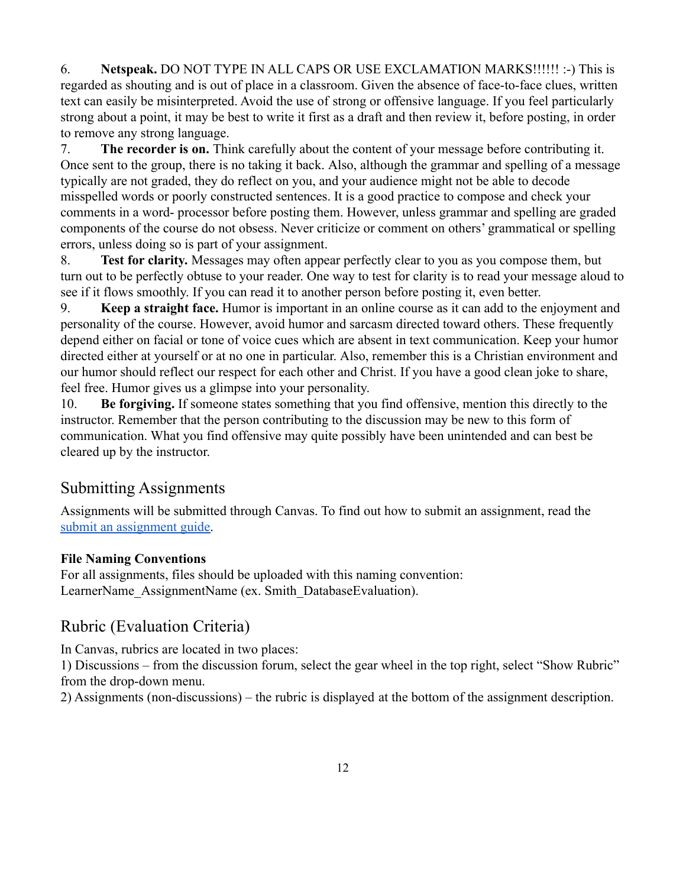6. **Netspeak.** DO NOT TYPE IN ALL CAPS OR USE EXCLAMATION MARKS!!!!!! :-) This is regarded as shouting and is out of place in a classroom. Given the absence of face-to-face clues, written text can easily be misinterpreted. Avoid the use of strong or offensive language. If you feel particularly strong about a point, it may be best to write it first as a draft and then review it, before posting, in order to remove any strong language.
7. **The recorder is on.** Think carefully about the content of your message before contributing it. Once sent to the group, there is no taking it back. Also, although the grammar and spelling of a message typically are not graded, they do reflect on you, and your audience might not be able to decode misspelled words or poorly constructed sentences. It is a good practice to compose and check your comments in a word- processor before posting them. However, unless grammar and spelling are graded components of the course do not obsess. Never criticize or comment on others' grammatical or spelling errors, unless doing so is part of your assignment.
8. **Test for clarity.** Messages may often appear perfectly clear to you as you compose them, but turn out to be perfectly obtuse to your reader. One way to test for clarity is to read your message aloud to see if it flows smoothly. If you can read it to another person before posting it, even better.
9. **Keep a straight face.** Humor is important in an online course as it can add to the enjoyment and personality of the course. However, avoid humor and sarcasm directed toward others. These frequently depend either on facial or tone of voice cues which are absent in text communication. Keep your humor directed either at yourself or at no one in particular. Also, remember this is a Christian environment and our humor should reflect our respect for each other and Christ. If you have a good clean joke to share, feel free. Humor gives us a glimpse into your personality.
10. **Be forgiving.** If someone states something that you find offensive, mention this directly to the instructor. Remember that the person contributing to the discussion may be new to this form of communication. What you find offensive may quite possibly have been unintended and can best be cleared up by the instructor.

## Submitting Assignments

Assignments will be submitted through Canvas. To find out how to submit an assignment, read the submit an assignment guide.

**File Naming Conventions**
For all assignments, files should be uploaded with this naming convention: LearnerName_AssignmentName (ex. Smith_DatabaseEvaluation).

## Rubric (Evaluation Criteria)

In Canvas, rubrics are located in two places:
1) Discussions – from the discussion forum, select the gear wheel in the top right, select "Show Rubric" from the drop-down menu.
2) Assignments (non-discussions) – the rubric is displayed at the bottom of the assignment description.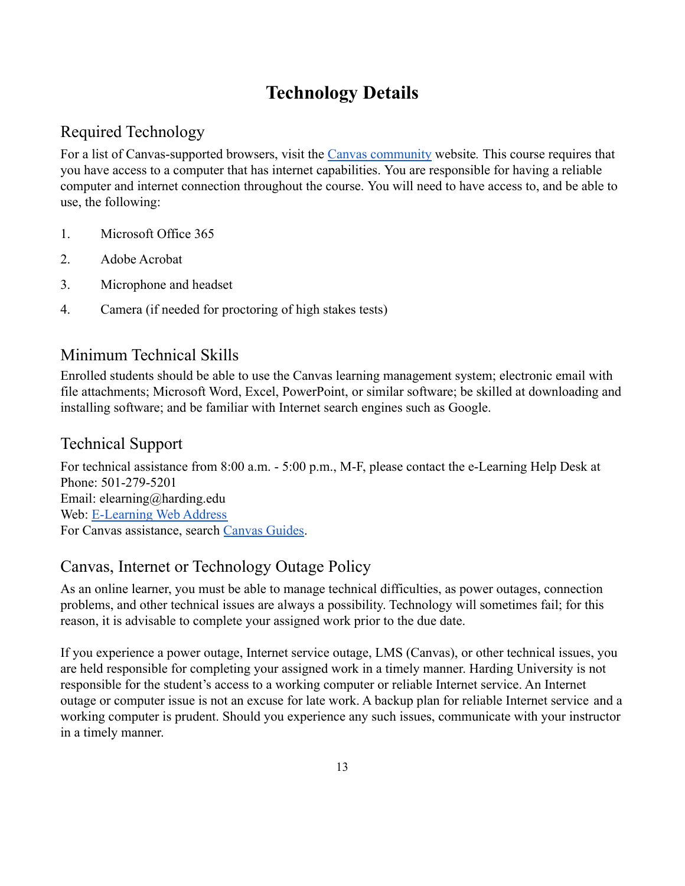# Technology Details

## Required Technology

For a list of Canvas-supported browsers, visit the Canvas community website. This course requires that you have access to a computer that has internet capabilities. You are responsible for having a reliable computer and internet connection throughout the course. You will need to have access to, and be able to use, the following:

1. Microsoft Office 365
2. Adobe Acrobat
3. Microphone and headset
4. Camera (if needed for proctoring of high stakes tests)

## Minimum Technical Skills

Enrolled students should be able to use the Canvas learning management system; electronic email with file attachments; Microsoft Word, Excel, PowerPoint, or similar software; be skilled at downloading and installing software; and be familiar with Internet search engines such as Google.

## Technical Support

For technical assistance from 8:00 a.m. - 5:00 p.m., M-F, please contact the e-Learning Help Desk at
Phone: 501-279-5201
Email: elearning@harding.edu
Web: E-Learning Web Address
For Canvas assistance, search Canvas Guides.

## Canvas, Internet or Technology Outage Policy

As an online learner, you must be able to manage technical difficulties, as power outages, connection problems, and other technical issues are always a possibility. Technology will sometimes fail; for this reason, it is advisable to complete your assigned work prior to the due date.

If you experience a power outage, Internet service outage, LMS (Canvas), or other technical issues, you are held responsible for completing your assigned work in a timely manner. Harding University is not responsible for the student's access to a working computer or reliable Internet service. An Internet outage or computer issue is not an excuse for late work. A backup plan for reliable Internet service and a working computer is prudent. Should you experience any such issues, communicate with your instructor in a timely manner.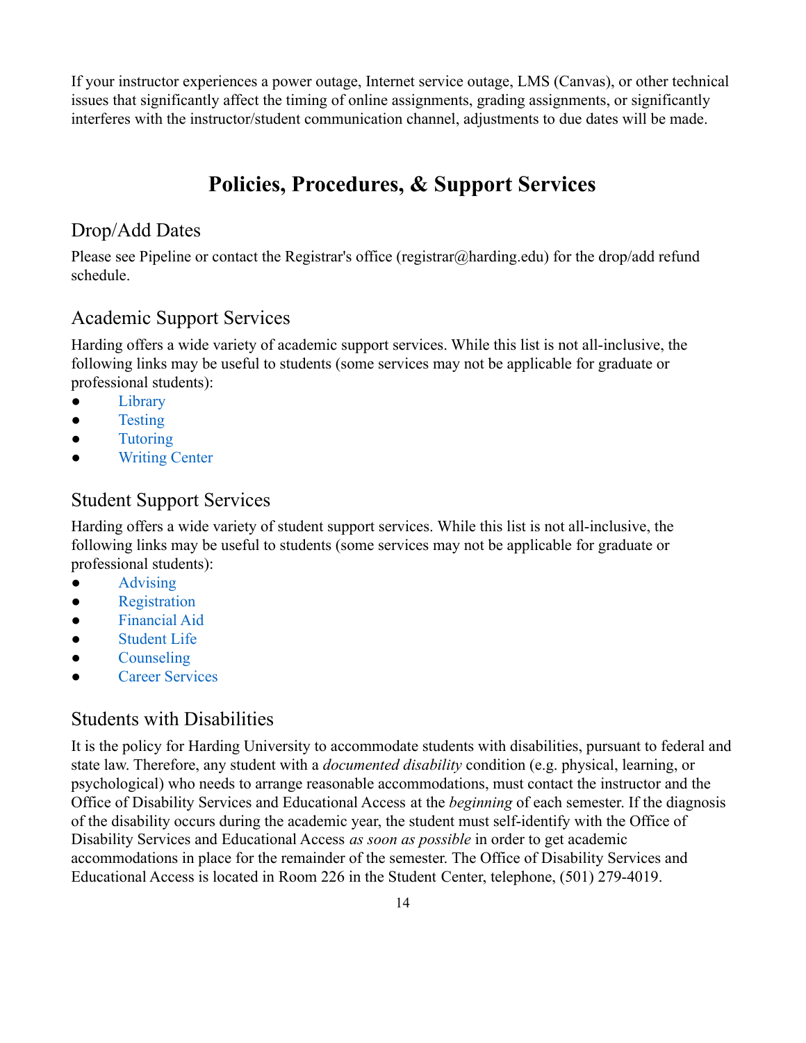If your instructor experiences a power outage, Internet service outage, LMS (Canvas), or other technical issues that significantly affect the timing of online assignments, grading assignments, or significantly interferes with the instructor/student communication channel, adjustments to due dates will be made.

# Policies, Procedures, & Support Services

## Drop/Add Dates

Please see Pipeline or contact the Registrar's office (registrar@harding.edu) for the drop/add refund schedule.

## Academic Support Services

Harding offers a wide variety of academic support services. While this list is not all-inclusive, the following links may be useful to students (some services may not be applicable for graduate or professional students):

- Library
- Testing
- Tutoring
- Writing Center

## Student Support Services

Harding offers a wide variety of student support services. While this list is not all-inclusive, the following links may be useful to students (some services may not be applicable for graduate or professional students):

- Advising
- Registration
- Financial Aid
- Student Life
- Counseling
- Career Services

## Students with Disabilities

It is the policy for Harding University to accommodate students with disabilities, pursuant to federal and state law. Therefore, any student with a *documented disability* condition (e.g. physical, learning, or psychological) who needs to arrange reasonable accommodations, must contact the instructor and the Office of Disability Services and Educational Access at the *beginning* of each semester. If the diagnosis of the disability occurs during the academic year, the student must self-identify with the Office of Disability Services and Educational Access *as soon as possible* in order to get academic accommodations in place for the remainder of the semester. The Office of Disability Services and Educational Access is located in Room 226 in the Student Center, telephone, (501) 279-4019.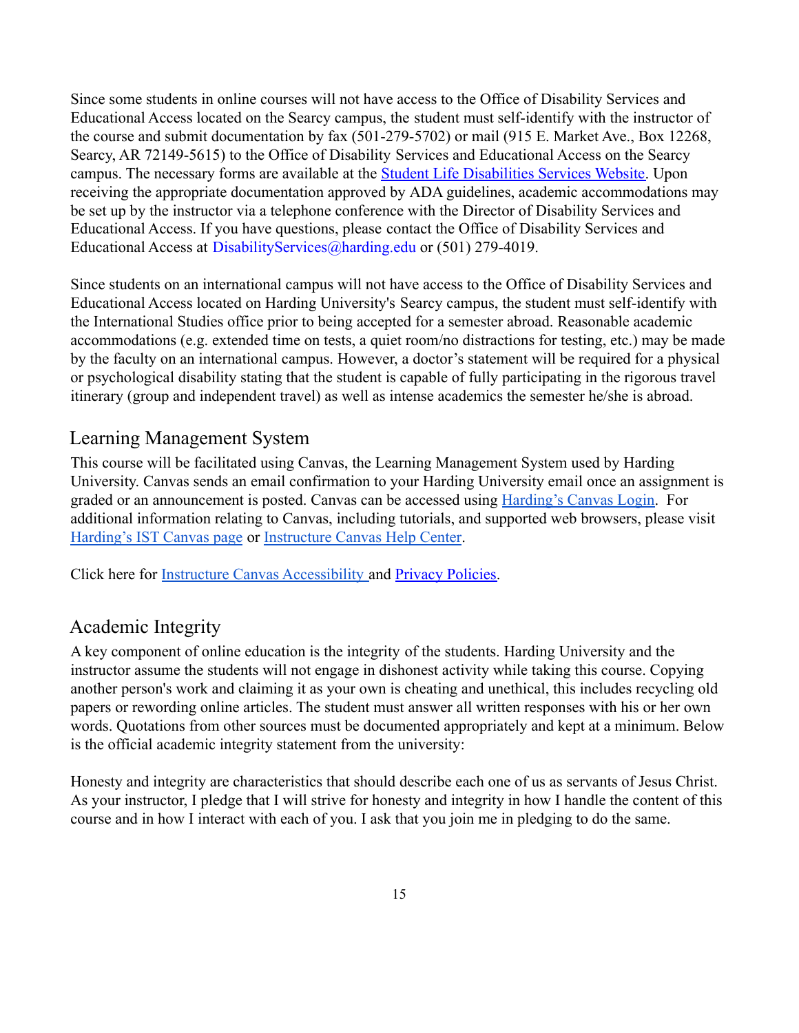Since some students in online courses will not have access to the Office of Disability Services and Educational Access located on the Searcy campus, the student must self-identify with the instructor of the course and submit documentation by fax (501-279-5702) or mail (915 E. Market Ave., Box 12268, Searcy, AR 72149-5615) to the Office of Disability Services and Educational Access on the Searcy campus. The necessary forms are available at the Student Life Disabilities Services Website. Upon receiving the appropriate documentation approved by ADA guidelines, academic accommodations may be set up by the instructor via a telephone conference with the Director of Disability Services and Educational Access. If you have questions, please contact the Office of Disability Services and Educational Access at DisabilityServices@harding.edu or (501) 279-4019.

Since students on an international campus will not have access to the Office of Disability Services and Educational Access located on Harding University's Searcy campus, the student must self-identify with the International Studies office prior to being accepted for a semester abroad. Reasonable academic accommodations (e.g. extended time on tests, a quiet room/no distractions for testing, etc.) may be made by the faculty on an international campus. However, a doctor's statement will be required for a physical or psychological disability stating that the student is capable of fully participating in the rigorous travel itinerary (group and independent travel) as well as intense academics the semester he/she is abroad.

## Learning Management System

This course will be facilitated using Canvas, the Learning Management System used by Harding University. Canvas sends an email confirmation to your Harding University email once an assignment is graded or an announcement is posted. Canvas can be accessed using Harding's Canvas Login. For additional information relating to Canvas, including tutorials, and supported web browsers, please visit Harding's IST Canvas page or Instructure Canvas Help Center.

Click here for Instructure Canvas Accessibility and Privacy Policies.

## Academic Integrity

A key component of online education is the integrity of the students. Harding University and the instructor assume the students will not engage in dishonest activity while taking this course. Copying another person's work and claiming it as your own is cheating and unethical, this includes recycling old papers or rewording online articles. The student must answer all written responses with his or her own words. Quotations from other sources must be documented appropriately and kept at a minimum. Below is the official academic integrity statement from the university:

Honesty and integrity are characteristics that should describe each one of us as servants of Jesus Christ. As your instructor, I pledge that I will strive for honesty and integrity in how I handle the content of this course and in how I interact with each of you. I ask that you join me in pledging to do the same.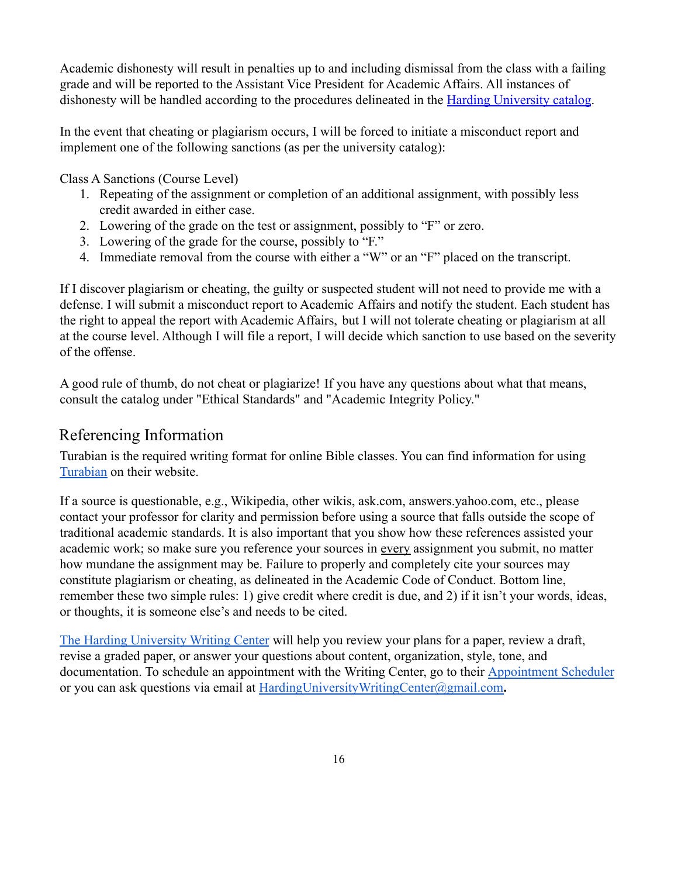Academic dishonesty will result in penalties up to and including dismissal from the class with a failing grade and will be reported to the Assistant Vice President for Academic Affairs. All instances of dishonesty will be handled according to the procedures delineated in the [Harding University catalog](#).

In the event that cheating or plagiarism occurs, I will be forced to initiate a misconduct report and implement one of the following sanctions (as per the university catalog):

Class A Sanctions (Course Level)

1. Repeating of the assignment or completion of an additional assignment, with possibly less credit awarded in either case.
2. Lowering of the grade on the test or assignment, possibly to "F" or zero.
3. Lowering of the grade for the course, possibly to "F."
4. Immediate removal from the course with either a "W" or an "F" placed on the transcript.

If I discover plagiarism or cheating, the guilty or suspected student will not need to provide me with a defense. I will submit a misconduct report to Academic Affairs and notify the student. Each student has the right to appeal the report with Academic Affairs, but I will not tolerate cheating or plagiarism at all at the course level. Although I will file a report, I will decide which sanction to use based on the severity of the offense.

A good rule of thumb, do not cheat or plagiarize! If you have any questions about what that means, consult the catalog under "Ethical Standards" and "Academic Integrity Policy."

## Referencing Information

Turabian is the required writing format for online Bible classes. You can find information for using [Turabian](#) on their website.

If a source is questionable, e.g., Wikipedia, other wikis, ask.com, answers.yahoo.com, etc., please contact your professor for clarity and permission before using a source that falls outside the scope of traditional academic standards. It is also important that you show how these references assisted your academic work; so make sure you reference your sources in <u>every</u> assignment you submit, no matter how mundane the assignment may be. Failure to properly and completely cite your sources may constitute plagiarism or cheating, as delineated in the Academic Code of Conduct. Bottom line, remember these two simple rules: 1) give credit where credit is due, and 2) if it isn't your words, ideas, or thoughts, it is someone else's and needs to be cited.

[The Harding University Writing Center](#) will help you review your plans for a paper, review a draft, revise a graded paper, or answer your questions about content, organization, style, tone, and documentation. To schedule an appointment with the Writing Center, go to their [Appointment Scheduler](#) or you can ask questions via email at HardingUniversityWritingCenter@gmail.com**.**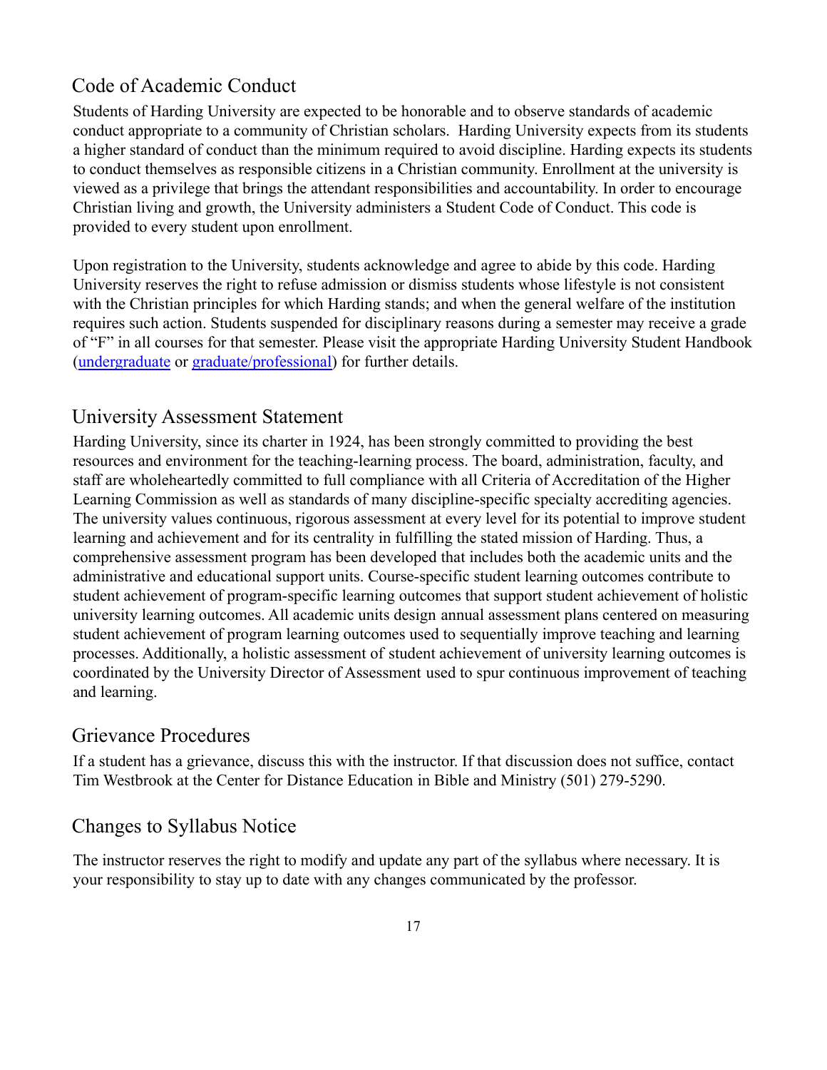## Code of Academic Conduct

Students of Harding University are expected to be honorable and to observe standards of academic conduct appropriate to a community of Christian scholars. Harding University expects from its students a higher standard of conduct than the minimum required to avoid discipline. Harding expects its students to conduct themselves as responsible citizens in a Christian community. Enrollment at the university is viewed as a privilege that brings the attendant responsibilities and accountability. In order to encourage Christian living and growth, the University administers a Student Code of Conduct. This code is provided to every student upon enrollment.

Upon registration to the University, students acknowledge and agree to abide by this code. Harding University reserves the right to refuse admission or dismiss students whose lifestyle is not consistent with the Christian principles for which Harding stands; and when the general welfare of the institution requires such action. Students suspended for disciplinary reasons during a semester may receive a grade of "F" in all courses for that semester. Please visit the appropriate Harding University Student Handbook (undergraduate or graduate/professional) for further details.

## University Assessment Statement

Harding University, since its charter in 1924, has been strongly committed to providing the best resources and environment for the teaching-learning process. The board, administration, faculty, and staff are wholeheartedly committed to full compliance with all Criteria of Accreditation of the Higher Learning Commission as well as standards of many discipline-specific specialty accrediting agencies. The university values continuous, rigorous assessment at every level for its potential to improve student learning and achievement and for its centrality in fulfilling the stated mission of Harding. Thus, a comprehensive assessment program has been developed that includes both the academic units and the administrative and educational support units. Course-specific student learning outcomes contribute to student achievement of program-specific learning outcomes that support student achievement of holistic university learning outcomes. All academic units design annual assessment plans centered on measuring student achievement of program learning outcomes used to sequentially improve teaching and learning processes. Additionally, a holistic assessment of student achievement of university learning outcomes is coordinated by the University Director of Assessment used to spur continuous improvement of teaching and learning.

## Grievance Procedures

If a student has a grievance, discuss this with the instructor. If that discussion does not suffice, contact Tim Westbrook at the Center for Distance Education in Bible and Ministry (501) 279-5290.

## Changes to Syllabus Notice

The instructor reserves the right to modify and update any part of the syllabus where necessary. It is your responsibility to stay up to date with any changes communicated by the professor.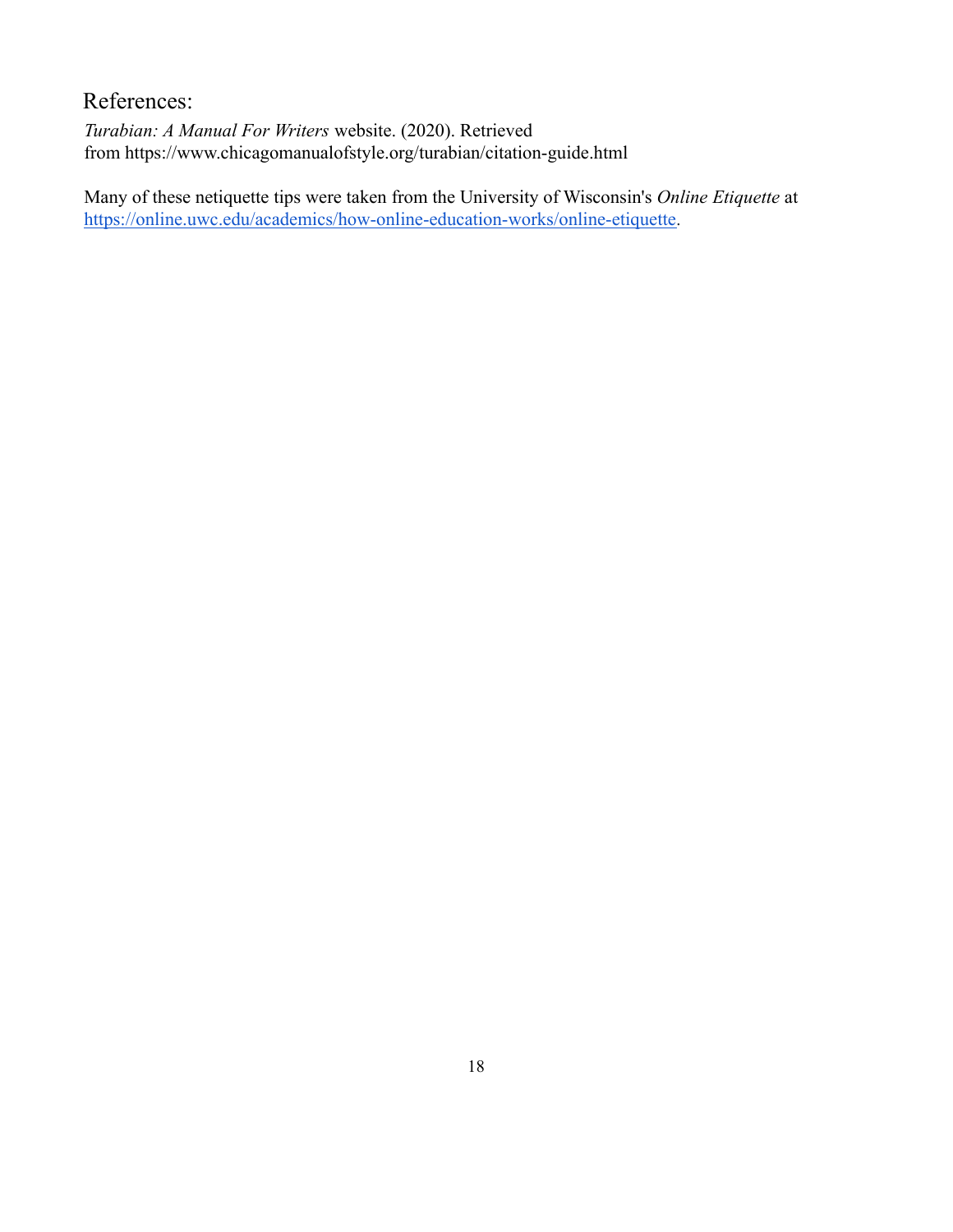## References:

*Turabian: A Manual For Writers* website. (2020). Retrieved from https://www.chicagomanualofstyle.org/turabian/citation-guide.html

Many of these netiquette tips were taken from the University of Wisconsin's *Online Etiquette* at https://online.uwc.edu/academics/how-online-education-works/online-etiquette.